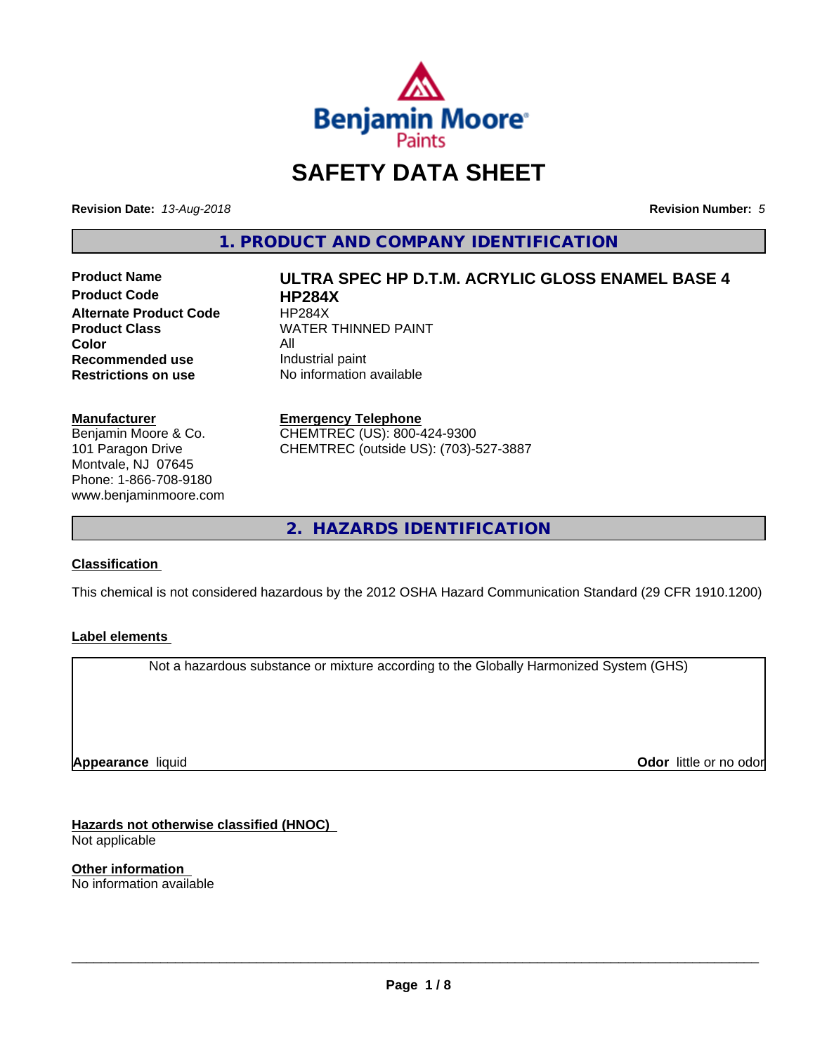# SAFETY DATA SHEET

**Revision Date:** *13-Aug-2018* **Revision Number:** *5*

## 1. PRODUCT AND COMPANY IDENTIFICATION

| | |
|---|---|
| **Product Name** | **ULTRA SPEC HP D.T.M. ACRYLIC GLOSS ENAMEL BASE 4** |
| **Product Code** | **HP284X** |
| **Alternate Product Code** | HP284X |
| **Product Class** | WATER THINNED PAINT |
| **Color** | All |
| **Recommended use** | Industrial paint |
| **Restrictions on use** | No information available |

**Manufacturer**
Benjamin Moore & Co.
101 Paragon Drive
Montvale, NJ 07645
Phone: 1-866-708-9180
www.benjaminmoore.com

**Emergency Telephone**
CHEMTREC (US): 800-424-9300
CHEMTREC (outside US): (703)-527-3887

## 2. HAZARDS IDENTIFICATION

**Classification**

This chemical is not considered hazardous by the 2012 OSHA Hazard Communication Standard (29 CFR 1910.1200)

**Label elements**

Not a hazardous substance or mixture according to the Globally Harmonized System (GHS)

**Appearance** liquid **Odor** little or no odor

**Hazards not otherwise classified (HNOC)**
Not applicable

**Other information**
No information available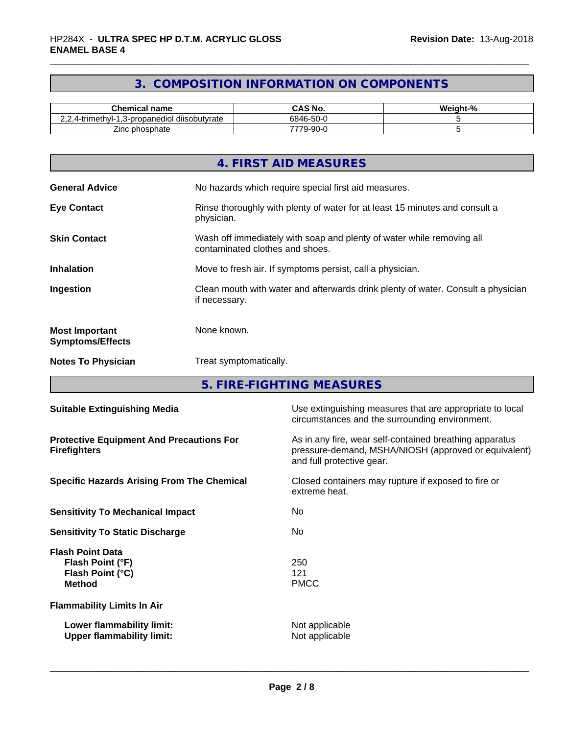## 3. COMPOSITION INFORMATION ON COMPONENTS

| Chemical name | CAS No. | Weight-% |
| --- | --- | --- |
| 2,2,4-trimethyl-1,3-propanediol diisobutyrate | 6846-50-0 | 5 |
| Zinc phosphate | 7779-90-0 | 5 |

## 4. FIRST AID MEASURES

**General Advice** No hazards which require special first aid measures.

**Eye Contact** Rinse thoroughly with plenty of water for at least 15 minutes and consult a physician.

**Skin Contact** Wash off immediately with soap and plenty of water while removing all contaminated clothes and shoes.

**Inhalation** Move to fresh air. If symptoms persist, call a physician.

**Ingestion** Clean mouth with water and afterwards drink plenty of water. Consult a physician if necessary.

**Most Important Symptoms/Effects** None known.

**Notes To Physician** Treat symptomatically.

## 5. FIRE-FIGHTING MEASURES

**Suitable Extinguishing Media** Use extinguishing measures that are appropriate to local circumstances and the surrounding environment.

**Protective Equipment And Precautions For Firefighters** As in any fire, wear self-contained breathing apparatus pressure-demand, MSHA/NIOSH (approved or equivalent) and full protective gear.

**Specific Hazards Arising From The Chemical** Closed containers may rupture if exposed to fire or extreme heat.

**Sensitivity To Mechanical Impact** No

**Sensitivity To Static Discharge** No

**Flash Point Data**
**Flash Point (°F)** 250
**Flash Point (°C)** 121
**Method** PMCC

**Flammability Limits In Air**

**Lower flammability limit:** Not applicable
**Upper flammability limit:** Not applicable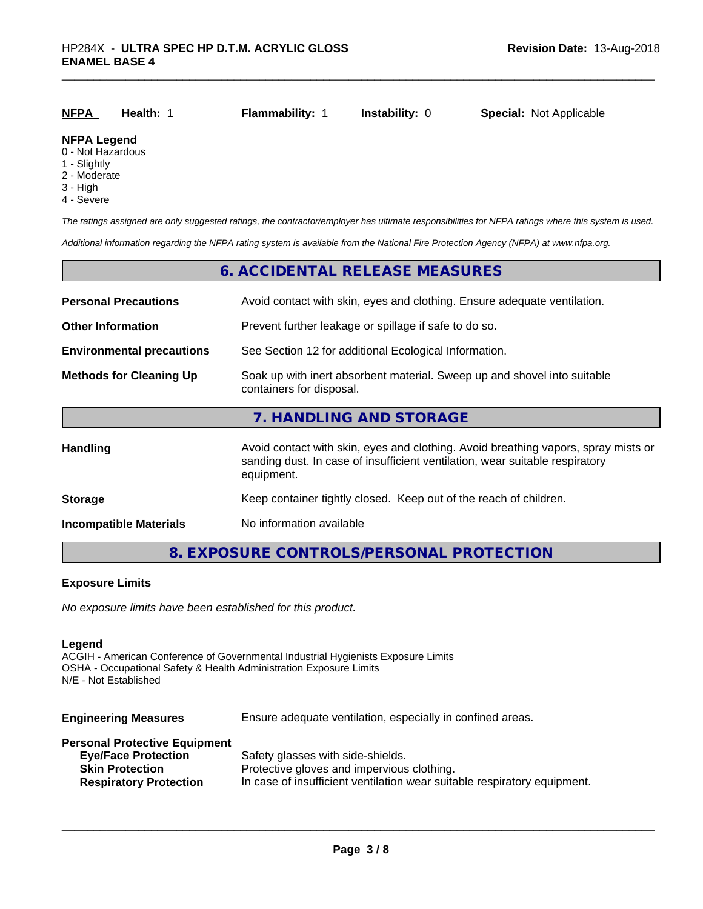| NFPA | Health: 1 | Flammability: 1 | Instability: 0 | Special: Not Applicable |
|---|---|---|---|---|

**NFPA Legend**
0 - Not Hazardous
1 - Slightly
2 - Moderate
3 - High
4 - Severe

*The ratings assigned are only suggested ratings, the contractor/employer has ultimate responsibilities for NFPA ratings where this system is used.*

*Additional information regarding the NFPA rating system is available from the National Fire Protection Agency (NFPA) at www.nfpa.org.*

## 6. ACCIDENTAL RELEASE MEASURES

| | |
|---|---|
| **Personal Precautions** | Avoid contact with skin, eyes and clothing. Ensure adequate ventilation. |
| **Other Information** | Prevent further leakage or spillage if safe to do so. |
| **Environmental precautions** | See Section 12 for additional Ecological Information. |
| **Methods for Cleaning Up** | Soak up with inert absorbent material. Sweep up and shovel into suitable containers for disposal. |

## 7. HANDLING AND STORAGE

| | |
|---|---|
| **Handling** | Avoid contact with skin, eyes and clothing. Avoid breathing vapors, spray mists or sanding dust. In case of insufficient ventilation, wear suitable respiratory equipment. |
| **Storage** | Keep container tightly closed. Keep out of the reach of children. |
| **Incompatible Materials** | No information available |

## 8. EXPOSURE CONTROLS/PERSONAL PROTECTION

**Exposure Limits**

*No exposure limits have been established for this product.*

**Legend**
ACGIH - American Conference of Governmental Industrial Hygienists Exposure Limits
OSHA - Occupational Safety & Health Administration Exposure Limits
N/E - Not Established

**Engineering Measures** Ensure adequate ventilation, especially in confined areas.

**Personal Protective Equipment**

| | |
|---|---|
| **Eye/Face Protection** | Safety glasses with side-shields. |
| **Skin Protection** | Protective gloves and impervious clothing. |
| **Respiratory Protection** | In case of insufficient ventilation wear suitable respiratory equipment. |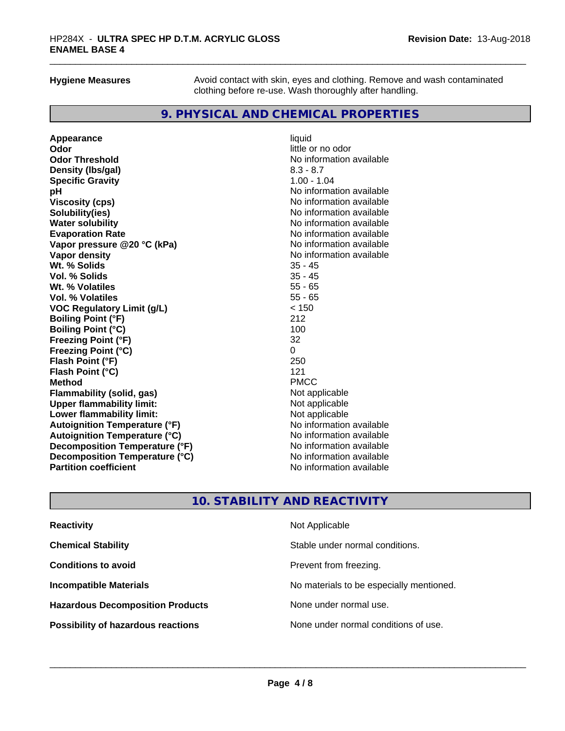| | |
|---|---|
| **Hygiene Measures** | Avoid contact with skin, eyes and clothing. Remove and wash contaminated clothing before re-use. Wash thoroughly after handling. |

## 9. PHYSICAL AND CHEMICAL PROPERTIES

| | |
|---|---|
| **Appearance** | liquid |
| **Odor** | little or no odor |
| **Odor Threshold** | No information available |
| **Density (lbs/gal)** | 8.3 - 8.7 |
| **Specific Gravity** | 1.00 - 1.04 |
| **pH** | No information available |
| **Viscosity (cps)** | No information available |
| **Solubility(ies)** | No information available |
| **Water solubility** | No information available |
| **Evaporation Rate** | No information available |
| **Vapor pressure @20 °C (kPa)** | No information available |
| **Vapor density** | No information available |
| **Wt. % Solids** | 35 - 45 |
| **Vol. % Solids** | 35 - 45 |
| **Wt. % Volatiles** | 55 - 65 |
| **Vol. % Volatiles** | 55 - 65 |
| **VOC Regulatory Limit (g/L)** | < 150 |
| **Boiling Point (°F)** | 212 |
| **Boiling Point (°C)** | 100 |
| **Freezing Point (°F)** | 32 |
| **Freezing Point (°C)** | 0 |
| **Flash Point (°F)** | 250 |
| **Flash Point (°C)** | 121 |
| **Method** | PMCC |
| **Flammability (solid, gas)** | Not applicable |
| **Upper flammability limit:** | Not applicable |
| **Lower flammability limit:** | Not applicable |
| **Autoignition Temperature (°F)** | No information available |
| **Autoignition Temperature (°C)** | No information available |
| **Decomposition Temperature (°F)** | No information available |
| **Decomposition Temperature (°C)** | No information available |
| **Partition coefficient** | No information available |

## 10. STABILITY AND REACTIVITY

| | |
|---|---|
| **Reactivity** | Not Applicable |
| **Chemical Stability** | Stable under normal conditions. |
| **Conditions to avoid** | Prevent from freezing. |
| **Incompatible Materials** | No materials to be especially mentioned. |
| **Hazardous Decomposition Products** | None under normal use. |
| **Possibility of hazardous reactions** | None under normal conditions of use. |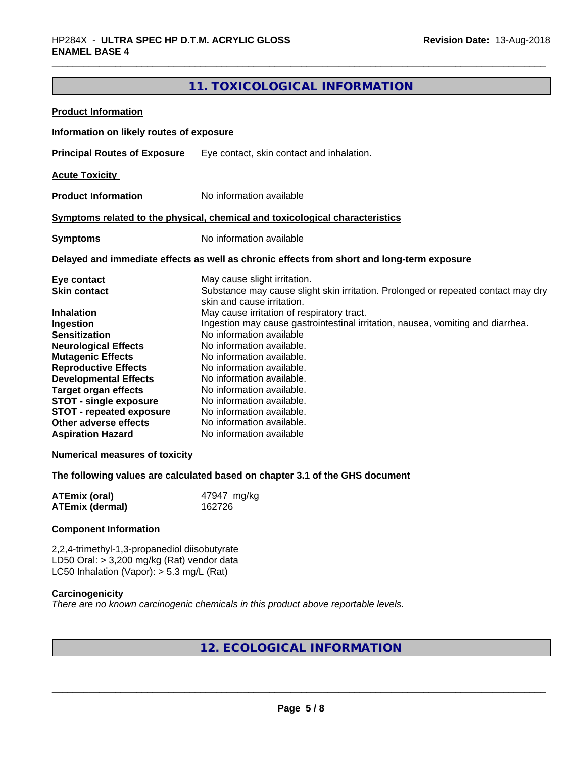## 11. TOXICOLOGICAL INFORMATION

**Product Information**

**Information on likely routes of exposure**

**Principal Routes of Exposure** Eye contact, skin contact and inhalation.

**Acute Toxicity**

**Product Information** No information available

**Symptoms related to the physical, chemical and toxicological characteristics**

**Symptoms** No information available

**Delayed and immediate effects as well as chronic effects from short and long-term exposure**

| | |
|---|---|
| **Eye contact** | May cause slight irritation. |
| **Skin contact** | Substance may cause slight skin irritation. Prolonged or repeated contact may dry skin and cause irritation. |
| **Inhalation** | May cause irritation of respiratory tract. |
| **Ingestion** | Ingestion may cause gastrointestinal irritation, nausea, vomiting and diarrhea. |
| **Sensitization** | No information available |
| **Neurological Effects** | No information available. |
| **Mutagenic Effects** | No information available. |
| **Reproductive Effects** | No information available. |
| **Developmental Effects** | No information available. |
| **Target organ effects** | No information available. |
| **STOT - single exposure** | No information available. |
| **STOT - repeated exposure** | No information available. |
| **Other adverse effects** | No information available. |
| **Aspiration Hazard** | No information available |

**Numerical measures of toxicity**

**The following values are calculated based on chapter 3.1 of the GHS document**

| | |
|---|---|
| **ATEmix (oral)** | 47947 mg/kg |
| **ATEmix (dermal)** | 162726 |

**Component Information**

2,2,4-trimethyl-1,3-propanediol diisobutyrate
LD50 Oral: > 3,200 mg/kg (Rat) vendor data
LC50 Inhalation (Vapor): > 5.3 mg/L (Rat)

**Carcinogenicity**
*There are no known carcinogenic chemicals in this product above reportable levels.*

## 12. ECOLOGICAL INFORMATION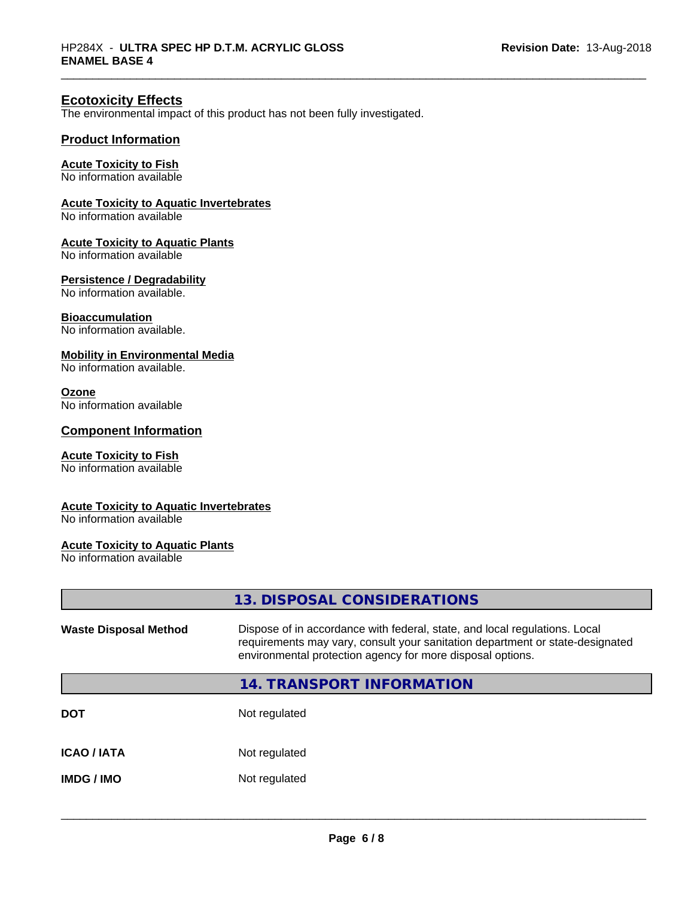## Ecotoxicity Effects

The environmental impact of this product has not been fully investigated.

### Product Information

**Acute Toxicity to Fish**
No information available

**Acute Toxicity to Aquatic Invertebrates**
No information available

**Acute Toxicity to Aquatic Plants**
No information available

**Persistence / Degradability**
No information available.

**Bioaccumulation**
No information available.

**Mobility in Environmental Media**
No information available.

**Ozone**
No information available

### Component Information

**Acute Toxicity to Fish**
No information available

**Acute Toxicity to Aquatic Invertebrates**
No information available

**Acute Toxicity to Aquatic Plants**
No information available

## 13. DISPOSAL CONSIDERATIONS

| | |
|---|---|
| **Waste Disposal Method** | Dispose of in accordance with federal, state, and local regulations. Local requirements may vary, consult your sanitation department or state-designated environmental protection agency for more disposal options. |

## 14. TRANSPORT INFORMATION

| | |
|---|---|
| **DOT** | Not regulated |
| **ICAO / IATA** | Not regulated |
| **IMDG / IMO** | Not regulated |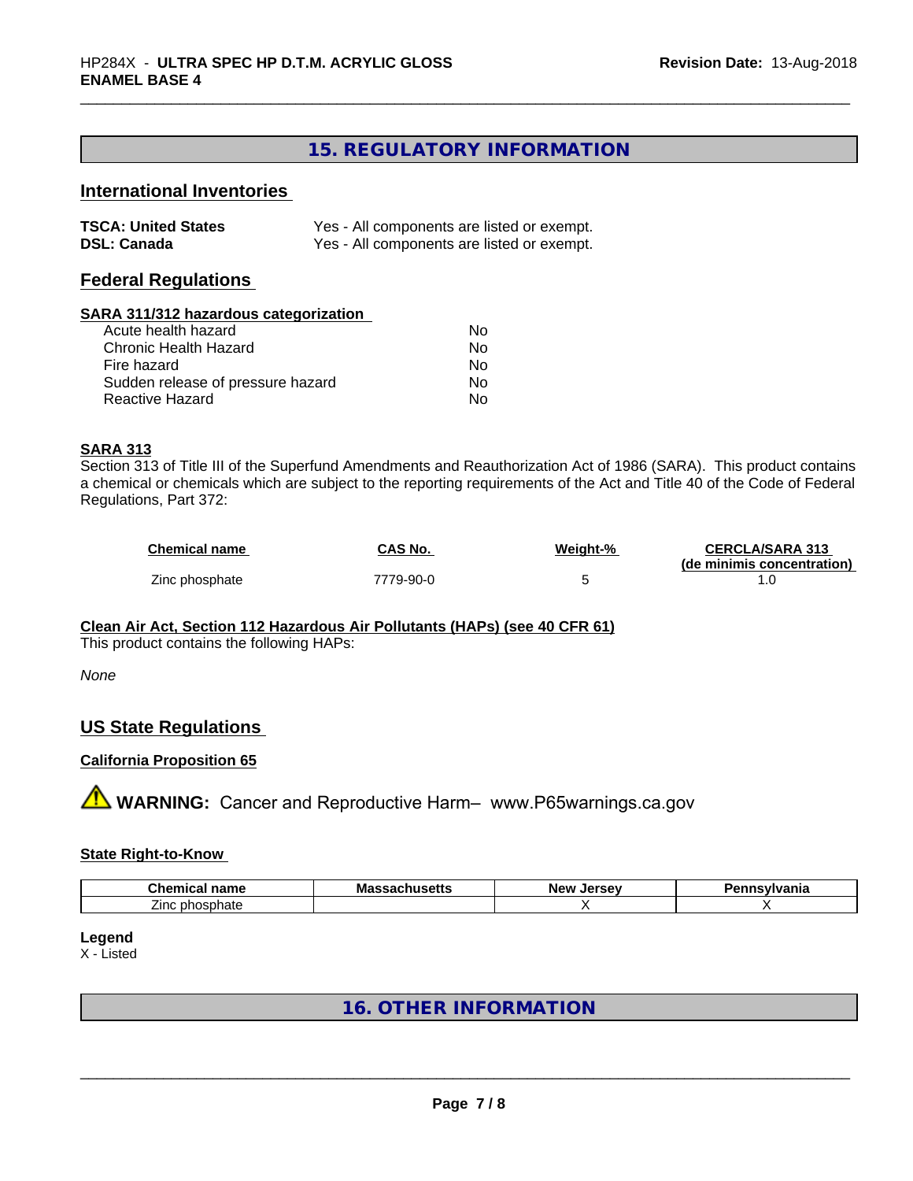## 15. REGULATORY INFORMATION

### International Inventories

| | |
|---|---|
| **TSCA: United States** | Yes - All components are listed or exempt. |
| **DSL: Canada** | Yes - All components are listed or exempt. |

### Federal Regulations

**SARA 311/312 hazardous categorization**

| | |
|---|---|
| Acute health hazard | No |
| Chronic Health Hazard | No |
| Fire hazard | No |
| Sudden release of pressure hazard | No |
| Reactive Hazard | No |

**SARA 313**

Section 313 of Title III of the Superfund Amendments and Reauthorization Act of 1986 (SARA). This product contains a chemical or chemicals which are subject to the reporting requirements of the Act and Title 40 of the Code of Federal Regulations, Part 372:

| Chemical name | CAS No. | Weight-% | CERCLA/SARA 313 (de minimis concentration) |
|---|---|---|---|
| Zinc phosphate | 7779-90-0 | 5 | 1.0 |

**Clean Air Act, Section 112 Hazardous Air Pollutants (HAPs) (see 40 CFR 61)**

This product contains the following HAPs:

*None*

### US State Regulations

**California Proposition 65**

⚠ **WARNING:** Cancer and Reproductive Harm– www.P65warnings.ca.gov

**State Right-to-Know**

| Chemical name | Massachusetts | New Jersey | Pennsylvania |
|---|---|---|---|
| Zinc phosphate | | X | X |

**Legend**

X - Listed

## 16. OTHER INFORMATION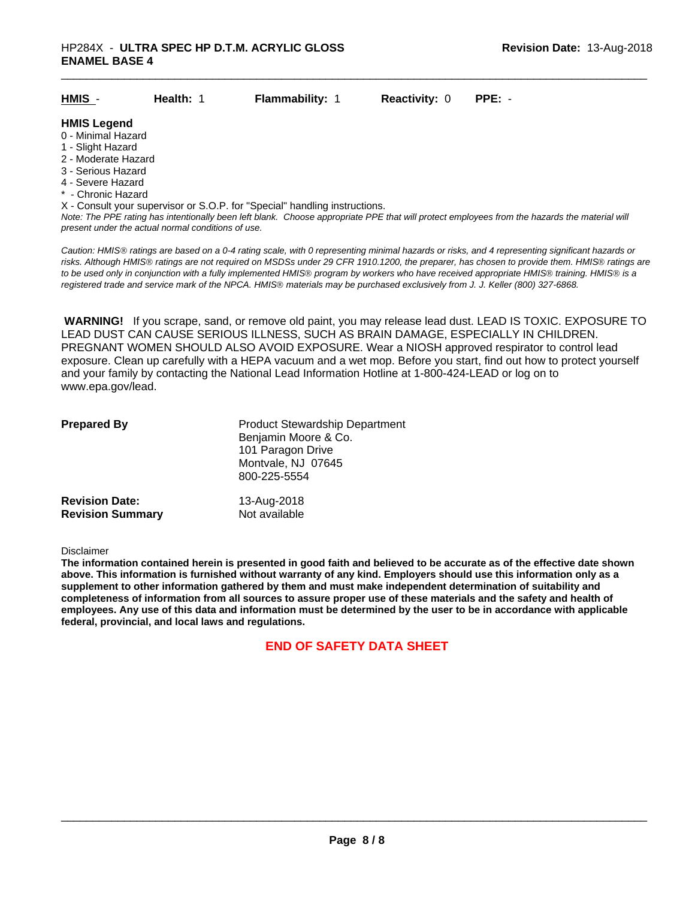| HMIS - | Health: 1 | Flammability: 1 | Reactivity: 0 | PPE: - |
|---|---|---|---|---|

**HMIS Legend**

0 - Minimal Hazard
1 - Slight Hazard
2 - Moderate Hazard
3 - Serious Hazard
4 - Severe Hazard
* - Chronic Hazard
X - Consult your supervisor or S.O.P. for "Special" handling instructions.

*Note: The PPE rating has intentionally been left blank. Choose appropriate PPE that will protect employees from the hazards the material will present under the actual normal conditions of use.*

*Caution: HMIS® ratings are based on a 0-4 rating scale, with 0 representing minimal hazards or risks, and 4 representing significant hazards or risks. Although HMIS® ratings are not required on MSDSs under 29 CFR 1910.1200, the preparer, has chosen to provide them. HMIS® ratings are to be used only in conjunction with a fully implemented HMIS® program by workers who have received appropriate HMIS® training. HMIS® is a registered trade and service mark of the NPCA. HMIS® materials may be purchased exclusively from J. J. Keller (800) 327-6868.*

**WARNING!** If you scrape, sand, or remove old paint, you may release lead dust. LEAD IS TOXIC. EXPOSURE TO LEAD DUST CAN CAUSE SERIOUS ILLNESS, SUCH AS BRAIN DAMAGE, ESPECIALLY IN CHILDREN. PREGNANT WOMEN SHOULD ALSO AVOID EXPOSURE. Wear a NIOSH approved respirator to control lead exposure. Clean up carefully with a HEPA vacuum and a wet mop. Before you start, find out how to protect yourself and your family by contacting the National Lead Information Hotline at 1-800-424-LEAD or log on to www.epa.gov/lead.

| | |
|---|---|
| **Prepared By** | Product Stewardship Department<br>Benjamin Moore & Co.<br>101 Paragon Drive<br>Montvale, NJ 07645<br>800-225-5554 |
| **Revision Date:** | 13-Aug-2018 |
| **Revision Summary** | Not available |

Disclaimer

**The information contained herein is presented in good faith and believed to be accurate as of the effective date shown above. This information is furnished without warranty of any kind. Employers should use this information only as a supplement to other information gathered by them and must make independent determination of suitability and completeness of information from all sources to assure proper use of these materials and the safety and health of employees. Any use of this data and information must be determined by the user to be in accordance with applicable federal, provincial, and local laws and regulations.**

**END OF SAFETY DATA SHEET**